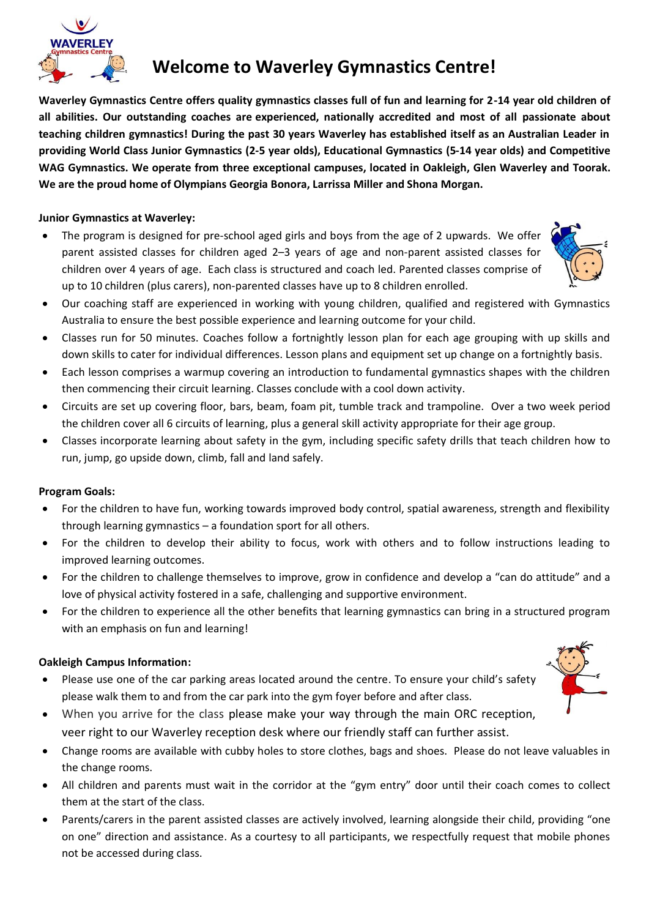# Welcome to Waverley Gymnastics Centre!

**Waverley Gymnastics Centre offers quality gymnastics classes full of fun and learning for 2-14 year old children of all abilities. Our outstanding coaches are experienced, nationally accredited and most of all passionate about teaching children gymnastics! During the past 30 years Waverley has established itself as an Australian Leader in providing World Class Junior Gymnastics (2-5 year olds), Educational Gymnastics (5-14 year olds) and Competitive WAG Gymnastics. We operate from three exceptional campuses, located in Oakleigh, Glen Waverley and Toorak. We are the proud home of Olympians Georgia Bonora, Larrissa Miller and Shona Morgan.**

**Junior Gymnastics at Waverley:**

- The program is designed for pre-school aged girls and boys from the age of 2 upwards. We offer parent assisted classes for children aged 2–3 years of age and non-parent assisted classes for children over 4 years of age. Each class is structured and coach led. Parented classes comprise of up to 10 children (plus carers), non-parented classes have up to 8 children enrolled.
- Our coaching staff are experienced in working with young children, qualified and registered with Gymnastics Australia to ensure the best possible experience and learning outcome for your child.
- Classes run for 50 minutes. Coaches follow a fortnightly lesson plan for each age grouping with up skills and down skills to cater for individual differences. Lesson plans and equipment set up change on a fortnightly basis.
- Each lesson comprises a warmup covering an introduction to fundamental gymnastics shapes with the children then commencing their circuit learning. Classes conclude with a cool down activity.
- Circuits are set up covering floor, bars, beam, foam pit, tumble track and trampoline. Over a two week period the children cover all 6 circuits of learning, plus a general skill activity appropriate for their age group.
- Classes incorporate learning about safety in the gym, including specific safety drills that teach children how to run, jump, go upside down, climb, fall and land safely.

**Program Goals:**

- For the children to have fun, working towards improved body control, spatial awareness, strength and flexibility through learning gymnastics – a foundation sport for all others.
- For the children to develop their ability to focus, work with others and to follow instructions leading to improved learning outcomes.
- For the children to challenge themselves to improve, grow in confidence and develop a "can do attitude" and a love of physical activity fostered in a safe, challenging and supportive environment.
- For the children to experience all the other benefits that learning gymnastics can bring in a structured program with an emphasis on fun and learning!

**Oakleigh Campus Information:**

- Please use one of the car parking areas located around the centre. To ensure your child's safety please walk them to and from the car park into the gym foyer before and after class.
- When you arrive for the class please make your way through the main ORC reception, veer right to our Waverley reception desk where our friendly staff can further assist.
- Change rooms are available with cubby holes to store clothes, bags and shoes. Please do not leave valuables in the change rooms.
- All children and parents must wait in the corridor at the "gym entry" door until their coach comes to collect them at the start of the class.
- Parents/carers in the parent assisted classes are actively involved, learning alongside their child, providing "one on one" direction and assistance. As a courtesy to all participants, we respectfully request that mobile phones not be accessed during class.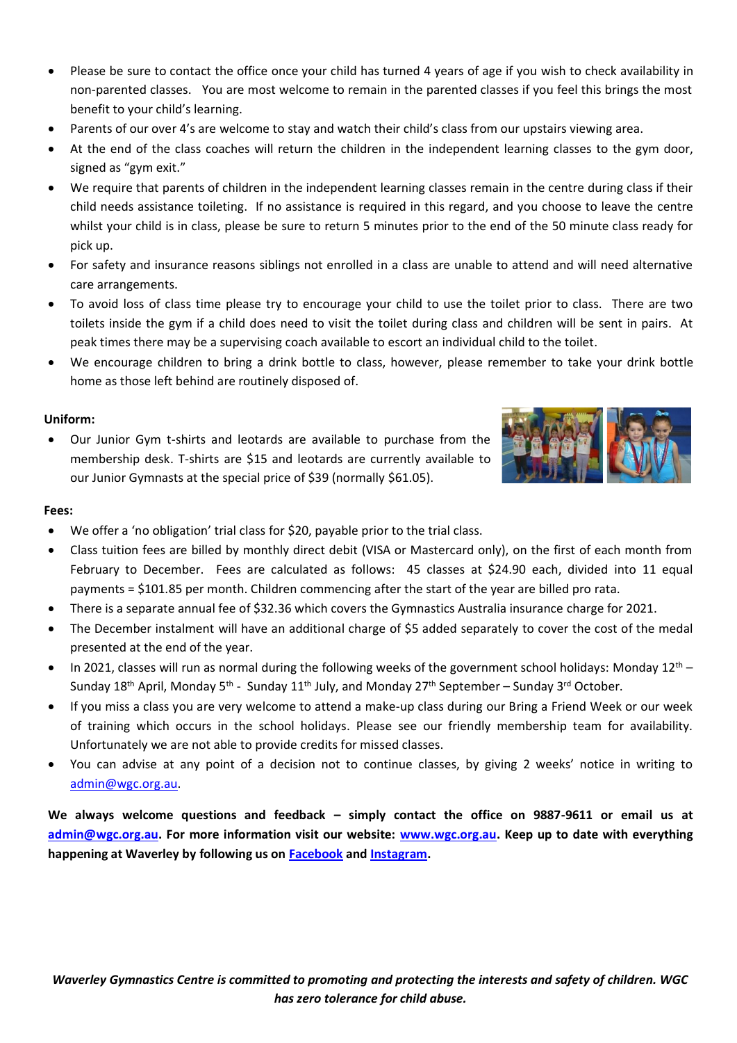- Please be sure to contact the office once your child has turned 4 years of age if you wish to check availability in non-parented classes. You are most welcome to remain in the parented classes if you feel this brings the most benefit to your child's learning.
- Parents of our over 4's are welcome to stay and watch their child's class from our upstairs viewing area.
- At the end of the class coaches will return the children in the independent learning classes to the gym door, signed as "gym exit."
- We require that parents of children in the independent learning classes remain in the centre during class if their child needs assistance toileting. If no assistance is required in this regard, and you choose to leave the centre whilst your child is in class, please be sure to return 5 minutes prior to the end of the 50 minute class ready for pick up.
- For safety and insurance reasons siblings not enrolled in a class are unable to attend and will need alternative care arrangements.
- To avoid loss of class time please try to encourage your child to use the toilet prior to class. There are two toilets inside the gym if a child does need to visit the toilet during class and children will be sent in pairs. At peak times there may be a supervising coach available to escort an individual child to the toilet.
- We encourage children to bring a drink bottle to class, however, please remember to take your drink bottle home as those left behind are routinely disposed of.

**Uniform:**

- Our Junior Gym t-shirts and leotards are available to purchase from the membership desk. T-shirts are $15 and leotards are currently available to our Junior Gymnasts at the special price of $39 (normally $61.05).

**Fees:**

- We offer a 'no obligation' trial class for $20, payable prior to the trial class.
- Class tuition fees are billed by monthly direct debit (VISA or Mastercard only), on the first of each month from February to December. Fees are calculated as follows: 45 classes at $24.90 each, divided into 11 equal payments = $101.85 per month. Children commencing after the start of the year are billed pro rata.
- There is a separate annual fee of $32.36 which covers the Gymnastics Australia insurance charge for 2021.
- The December instalment will have an additional charge of $5 added separately to cover the cost of the medal presented at the end of the year.
- In 2021, classes will run as normal during the following weeks of the government school holidays: Monday 12th – Sunday 18th April, Monday 5th - Sunday 11th July, and Monday 27th September – Sunday 3rd October.
- If you miss a class you are very welcome to attend a make-up class during our Bring a Friend Week or our week of training which occurs in the school holidays. Please see our friendly membership team for availability. Unfortunately we are not able to provide credits for missed classes.
- You can advise at any point of a decision not to continue classes, by giving 2 weeks' notice in writing to admin@wgc.org.au.

**We always welcome questions and feedback – simply contact the office on 9887-9611 or email us at admin@wgc.org.au. For more information visit our website: www.wgc.org.au. Keep up to date with everything happening at Waverley by following us on Facebook and Instagram.**

***Waverley Gymnastics Centre is committed to promoting and protecting the interests and safety of children. WGC has zero tolerance for child abuse.***